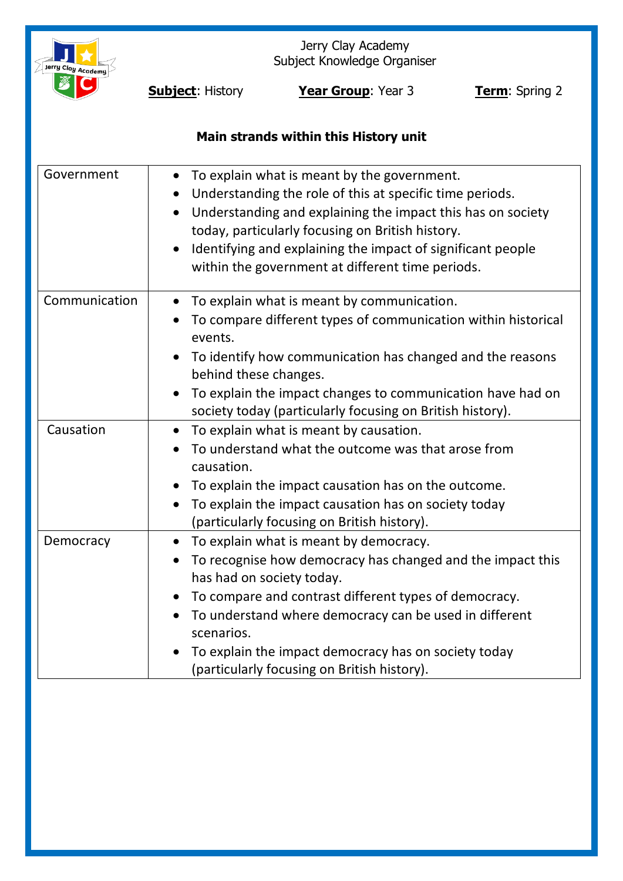Jerry Clay Academy
Subject Knowledge Organiser

**Subject**: History **Year Group**: Year 3 **Term**: Spring 2

**Main strands within this History unit**

| | |
|---|---|
| Government | • To explain what is meant by the government.<br>• Understanding the role of this at specific time periods.<br>• Understanding and explaining the impact this has on society today, particularly focusing on British history.<br>• Identifying and explaining the impact of significant people within the government at different time periods. |
| Communication | • To explain what is meant by communication.<br>• To compare different types of communication within historical events.<br>• To identify how communication has changed and the reasons behind these changes.<br>• To explain the impact changes to communication have had on society today (particularly focusing on British history). |
| Causation | • To explain what is meant by causation.<br>• To understand what the outcome was that arose from causation.<br>• To explain the impact causation has on the outcome.<br>• To explain the impact causation has on society today (particularly focusing on British history). |
| Democracy | • To explain what is meant by democracy.<br>• To recognise how democracy has changed and the impact this has had on society today.<br>• To compare and contrast different types of democracy.<br>• To understand where democracy can be used in different scenarios.<br>• To explain the impact democracy has on society today (particularly focusing on British history). |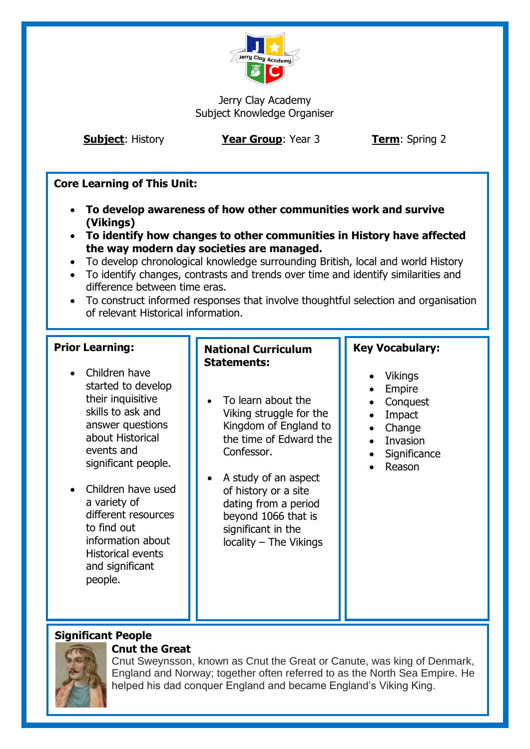Jerry Clay Academy
Subject Knowledge Organiser

**Subject**: History **Year Group**: Year 3 **Term**: Spring 2

**Core Learning of This Unit:**

- **To develop awareness of how other communities work and survive (Vikings)**
- **To identify how changes to other communities in History have affected the way modern day societies are managed.**
- To develop chronological knowledge surrounding British, local and world History
- To identify changes, contrasts and trends over time and identify similarities and difference between time eras.
- To construct informed responses that involve thoughtful selection and organisation of relevant Historical information.

**Prior Learning:**

- Children have started to develop their inquisitive skills to ask and answer questions about Historical events and significant people.
- Children have used a variety of different resources to find out information about Historical events and significant people.

**National Curriculum Statements:**

- To learn about the Viking struggle for the Kingdom of England to the time of Edward the Confessor.
- A study of an aspect of history or a site dating from a period beyond 1066 that is significant in the locality – The Vikings

**Key Vocabulary:**

- Vikings
- Empire
- Conquest
- Impact
- Change
- Invasion
- Significance
- Reason

**Significant People**

**Cnut the Great**

Cnut Sweynsson, known as Cnut the Great or Canute, was king of Denmark, England and Norway; together often referred to as the North Sea Empire. He helped his dad conquer England and became England's Viking King.